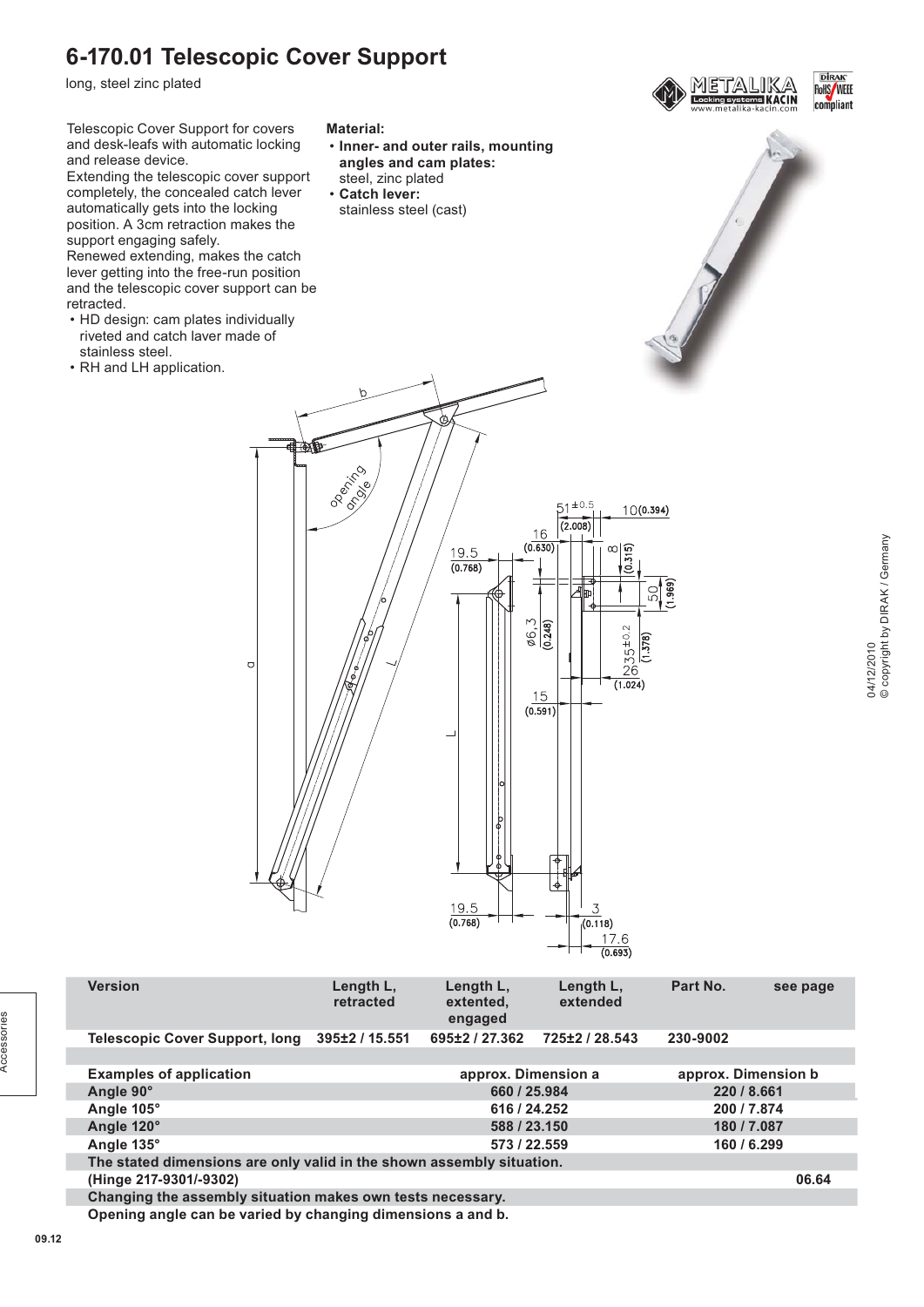# 6-170.01 Telescopic Cover Support

long, steel zinc plated

Telescopic Cover Support for covers and desk-leafs with automatic locking and release device.
Extending the telescopic cover support completely, the concealed catch lever automatically gets into the locking position. A 3cm retraction makes the support engaging safely.
Renewed extending, makes the catch lever getting into the free-run position and the telescopic cover support can be retracted.

- HD design: cam plates individually riveted and catch laver made of stainless steel.
- RH and LH application.

**Material:**

- **Inner- and outer rails, mounting angles and cam plates:** steel, zinc plated
- **Catch lever:** stainless steel (cast)

| Version | Length L, retracted | Length L, extented, engaged | Length L, extended | Part No. | see page |
|---|---|---|---|---|---|
| Telescopic Cover Support, long | 395±2 / 15.551 | 695±2 / 27.362 | 725±2 / 28.543 | 230-9002 | |

| Examples of application | approx. Dimension a | approx. Dimension b |
|---|---|---|
| Angle 90° | 660 / 25.984 | 220 / 8.661 |
| Angle 105° | 616 / 24.252 | 200 / 7.874 |
| Angle 120° | 588 / 23.150 | 180 / 7.087 |
| Angle 135° | 573 / 22.559 | 160 / 6.299 |

The stated dimensions are only valid in the shown assembly situation.
(Hinge 217-9301/-9302) 06.64
Changing the assembly situation makes own tests necessary.
Opening angle can be varied by changing dimensions a and b.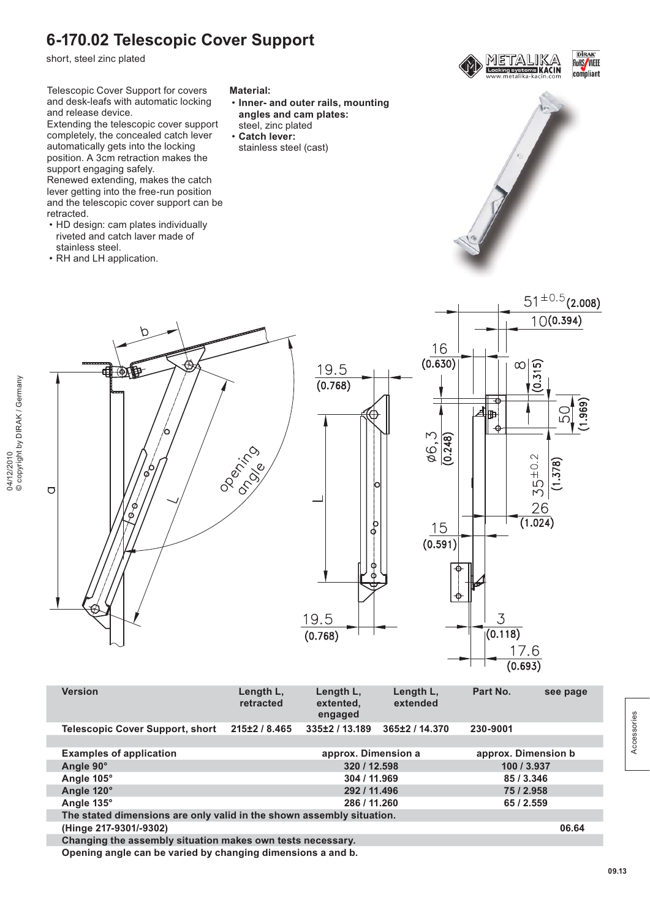# 6-170.02 Telescopic Cover Support

short, steel zinc plated

Telescopic Cover Support for covers and desk-leafs with automatic locking and release device.
Extending the telescopic cover support completely, the concealed catch lever automatically gets into the locking position. A 3cm retraction makes the support engaging safely.
Renewed extending, makes the catch lever getting into the free-run position and the telescopic cover support can be retracted.

- HD design: cam plates individually riveted and catch laver made of stainless steel.
- RH and LH application.

**Material:**

- **Inner- and outer rails, mounting angles and cam plates:** steel, zinc plated
- **Catch lever:** stainless steel (cast)

| Version | Length L, retracted | Length L, extented, engaged | Length L, extended | Part No. | see page |
|---|---|---|---|---|---|
| Telescopic Cover Support, short | 215±2 / 8.465 | 335±2 / 13.189 | 365±2 / 14.370 | 230-9001 | |

| Examples of application | approx. Dimension a | approx. Dimension b |
|---|---|---|
| Angle 90° | 320 / 12.598 | 100 / 3.937 |
| Angle 105° | 304 / 11.969 | 85 / 3.346 |
| Angle 120° | 292 / 11.496 | 75 / 2.958 |
| Angle 135° | 286 / 11.260 | 65 / 2.559 |

The stated dimensions are only valid in the shown assembly situation.

(Hinge 217-9301/-9302) 06.64

Changing the assembly situation makes own tests necessary.

Opening angle can be varied by changing dimensions a and b.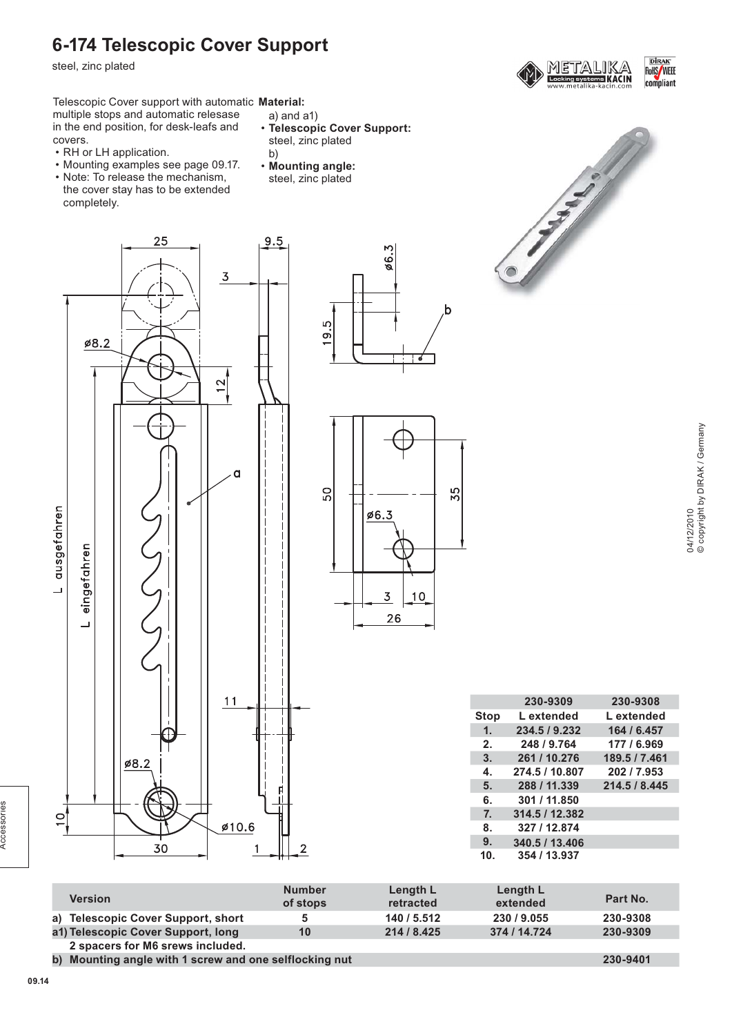# 6-174 Telescopic Cover Support

steel, zinc plated

Telescopic Cover support with automatic multiple stops and automatic relesase in the end position, for desk-leafs and covers.

- RH or LH application.
- Mounting examples see page 09.17.
- Note: To release the mechanism, the cover stay has to be extended completely.

**Material:**

a) and a1)

- **Telescopic Cover Support:** steel, zinc plated

b)

- **Mounting angle:** steel, zinc plated

| Stop | 230-9309 L extended | 230-9308 L extended |
|---|---|---|
| 1. | 234.5 / 9.232 | 164 / 6.457 |
| 2. | 248 / 9.764 | 177 / 6.969 |
| 3. | 261 / 10.276 | 189.5 / 7.461 |
| 4. | 274.5 / 10.807 | 202 / 7.953 |
| 5. | 288 / 11.339 | 214.5 / 8.445 |
| 6. | 301 / 11.850 | |
| 7. | 314.5 / 12.382 | |
| 8. | 327 / 12.874 | |
| 9. | 340.5 / 13.406 | |
| 10. | 354 / 13.937 | |

| Version | Number of stops | Length L retracted | Length L extended | Part No. |
|---|---|---|---|---|
| a) Telescopic Cover Support, short | 5 | 140 / 5.512 | 230 / 9.055 | 230-9308 |
| a1) Telescopic Cover Support, long | 10 | 214 / 8.425 | 374 / 14.724 | 230-9309 |
| 2 spacers for M6 srews included. | | | | |
| b) Mounting angle with 1 screw and one selflocking nut | | | | 230-9401 |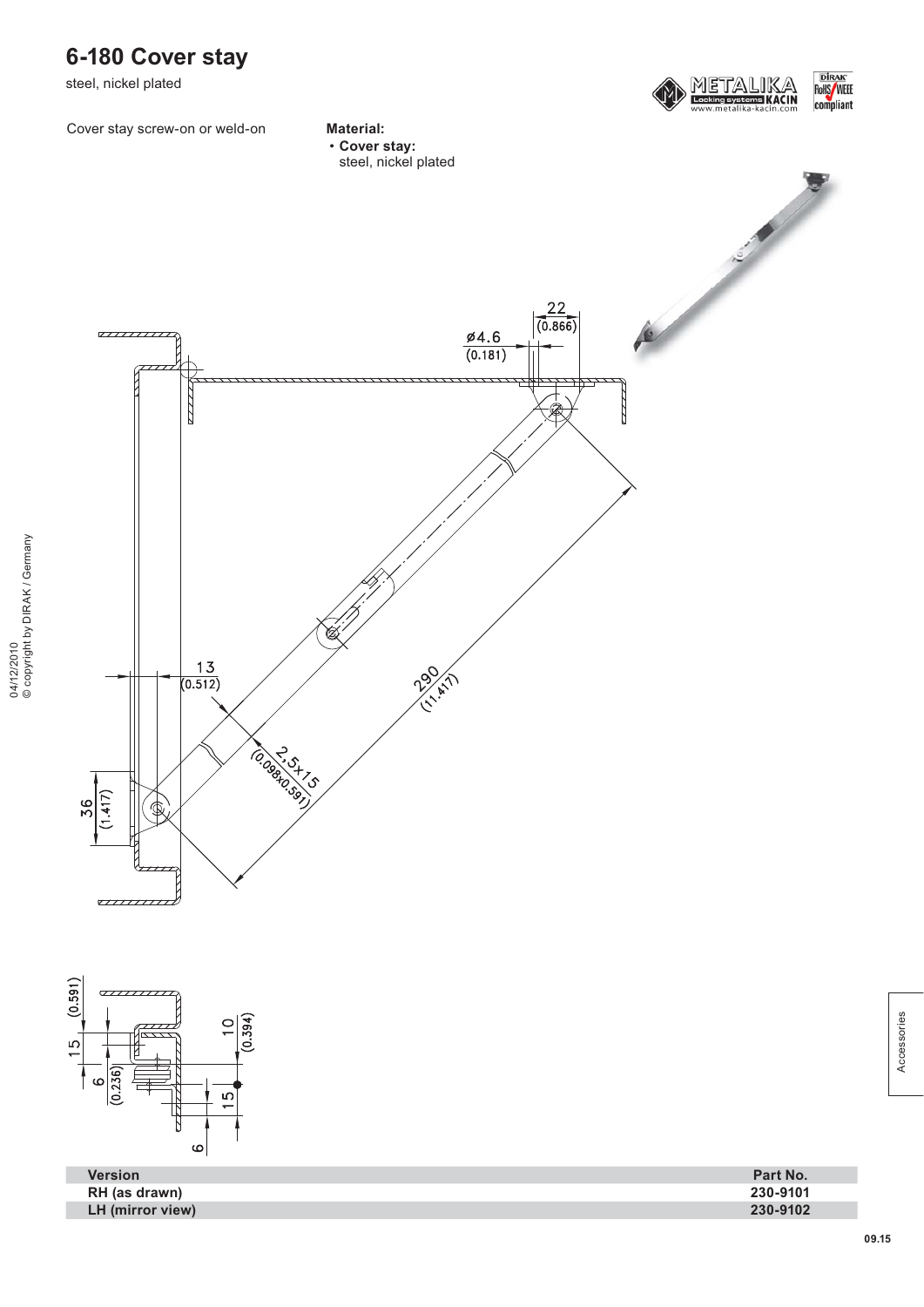# 6-180 Cover stay

steel, nickel plated

Cover stay screw-on or weld-on

**Material:**

- **Cover stay:** steel, nickel plated

| Version | Part No. |
| --- | --- |
| RH (as drawn) | 230-9101 |
| LH (mirror view) | 230-9102 |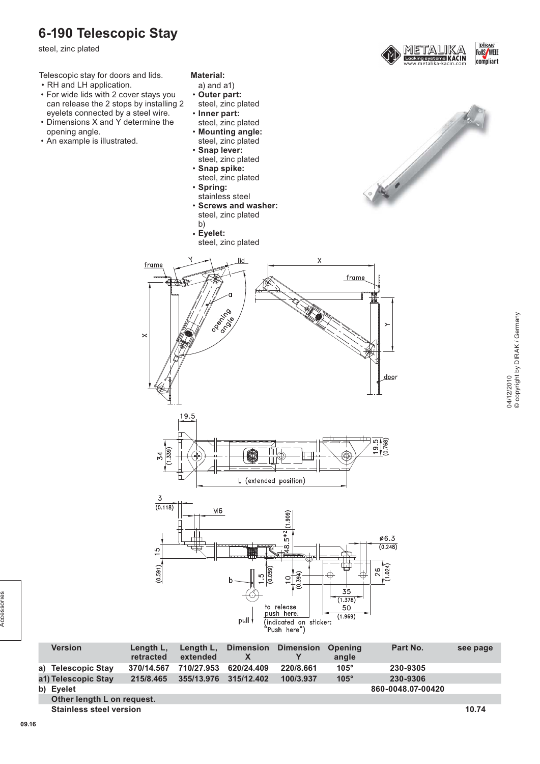# 6-190 Telescopic Stay

steel, zinc plated

Telescopic stay for doors and lids.

- RH and LH application.
- For wide lids with 2 cover stays you can release the 2 stops by installing 2 eyelets connected by a steel wire.
- Dimensions X and Y determine the opening angle.
- An example is illustrated.

**Material:**

a) and a1)

- **Outer part:** steel, zinc plated
- **Inner part:** steel, zinc plated
- **Mounting angle:** steel, zinc plated
- **Snap lever:** steel, zinc plated
- **Snap spike:** steel, zinc plated
- **Spring:** stainless steel
- **Screws and washer:** steel, zinc plated

b)

- **Eyelet:** steel, zinc plated

| Version | Length L, retracted | Length L, extended | Dimension X | Dimension Y | Opening angle | Part No. | see page |
|---|---|---|---|---|---|---|---|
| a) Telescopic Stay | 370/14.567 | 710/27.953 | 620/24.409 | 220/8.661 | 105° | 230-9305 | |
| a1) Telescopic Stay | 215/8.465 | 355/13.976 | 315/12.402 | 100/3.937 | 105° | 230-9306 | |
| b) Eyelet | | | | | | 860-0048.07-00420 | |
| Other length L on request. | | | | | | | |
| Stainless steel version | | | | | | | 10.74 |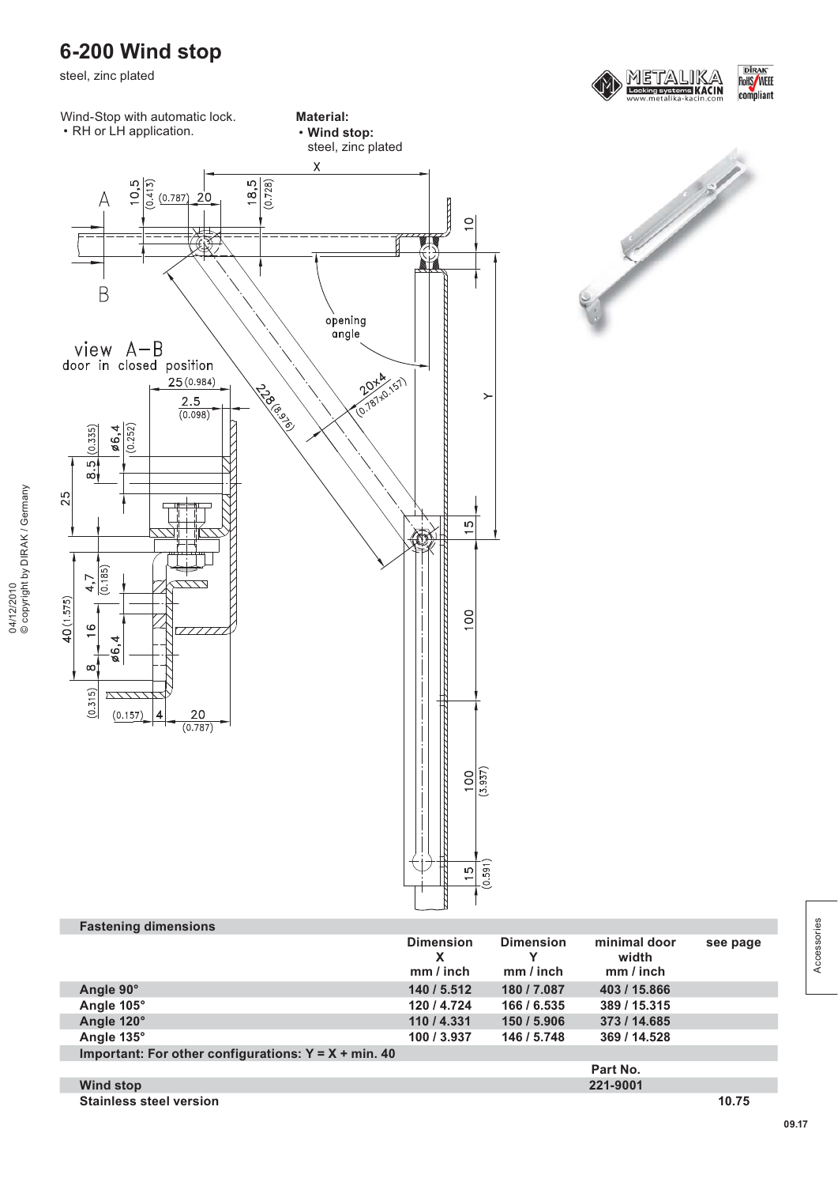# 6-200 Wind stop

steel, zinc plated

Wind-Stop with automatic lock.
- RH or LH application.

**Material:**
- **Wind stop:**
  steel, zinc plated

| Fastening dimensions | Dimension X mm / inch | Dimension Y mm / inch | minimal door width mm / inch | see page |
|---|---|---|---|---|
| **Angle 90°** | **140 / 5.512** | **180 / 7.087** | **403 / 15.866** | |
| **Angle 105°** | **120 / 4.724** | **166 / 6.535** | **389 / 15.315** | |
| **Angle 120°** | **110 / 4.331** | **150 / 5.906** | **373 / 14.685** | |
| **Angle 135°** | **100 / 3.937** | **146 / 5.748** | **369 / 14.528** | |
| **Important: For other configurations: Y = X + min. 40** | | | | |
| | | | **Part No.** | |
| **Wind stop** | | | **221-9001** | |
| **Stainless steel version** | | | | **10.75** |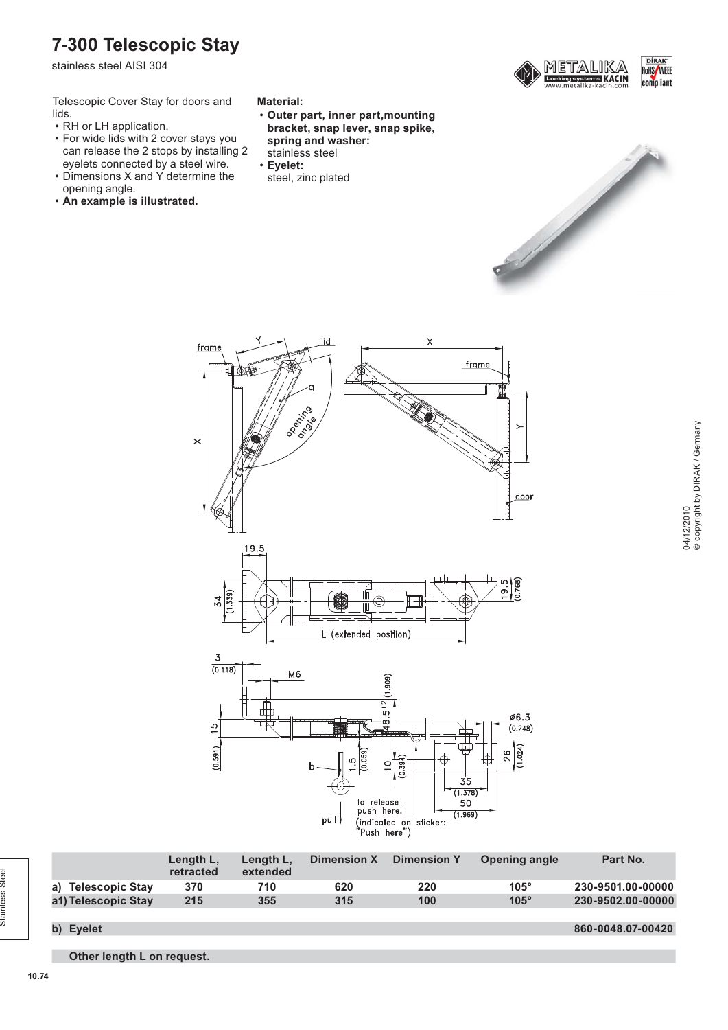# 7-300 Telescopic Stay

stainless steel AISI 304

Telescopic Cover Stay for doors and lids.

- RH or LH application.
- For wide lids with 2 cover stays you can release the 2 stops by installing 2 eyelets connected by a steel wire.
- Dimensions X and Y determine the opening angle.
- **An example is illustrated.**

**Material:**

- **Outer part, inner part,mounting bracket, snap lever, snap spike, spring and washer:** stainless steel
- **Eyelet:** steel, zinc plated

| | Length L, retracted | Length L, extended | Dimension X | Dimension Y | Opening angle | Part No. |
|---|---|---|---|---|---|---|
| a) Telescopic Stay | 370 | 710 | 620 | 220 | 105° | 230-9501.00-00000 |
| a1) Telescopic Stay | 215 | 355 | 315 | 100 | 105° | 230-9502.00-00000 |
| b) Eyelet | | | | | | 860-0048.07-00420 |

**Other length L on request.**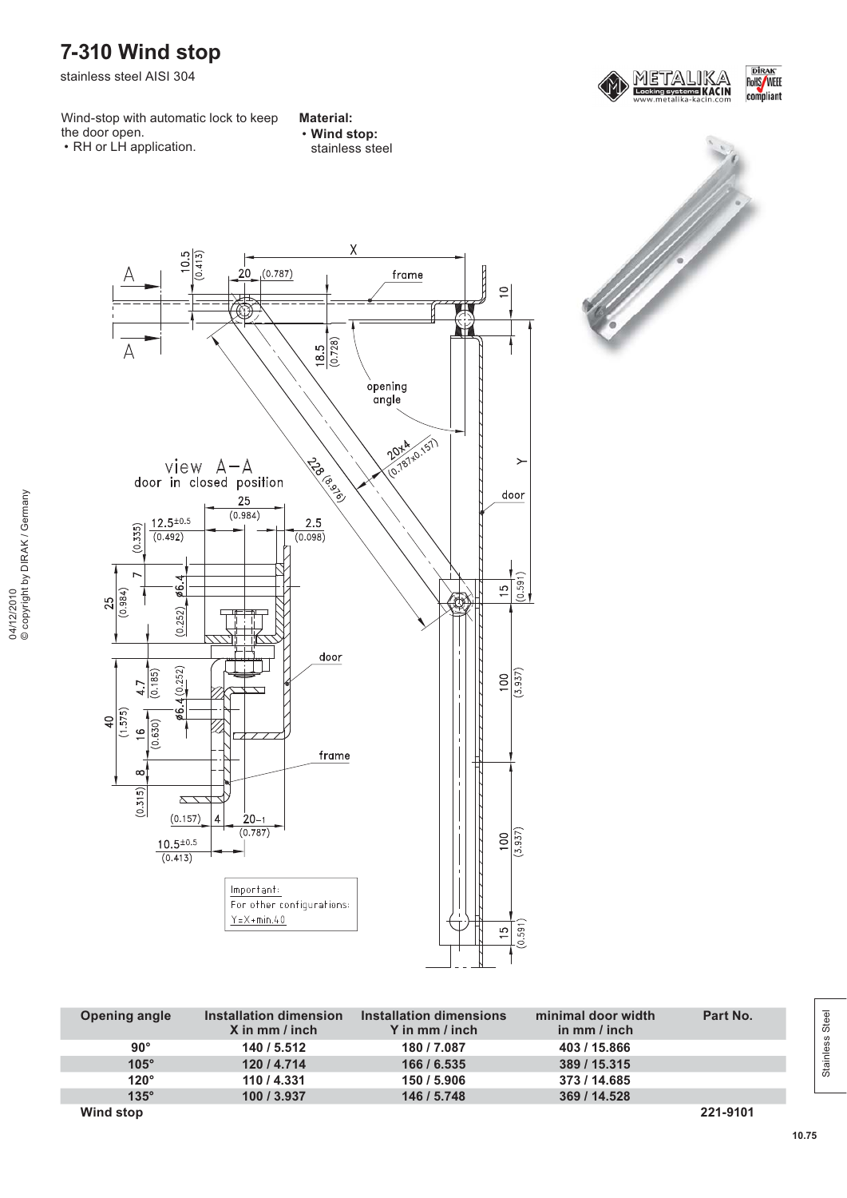# 7-310 Wind stop

stainless steel AISI 304

Wind-stop with automatic lock to keep the door open.
- RH or LH application.

**Material:**
- **Wind stop:** stainless steel

view A–A
door in closed position

Important:
For other configurations:
Y=X+min.40

| Opening angle | Installation dimension X in mm / inch | Installation dimensions Y in mm / inch | minimal door width in mm / inch | Part No. |
|---|---|---|---|---|
| 90° | 140 / 5.512 | 180 / 7.087 | 403 / 15.866 | |
| 105° | 120 / 4.714 | 166 / 6.535 | 389 / 15.315 | |
| 120° | 110 / 4.331 | 150 / 5.906 | 373 / 14.685 | |
| 135° | 100 / 3.937 | 146 / 5.748 | 369 / 14.528 | |
| **Wind stop** | | | | **221-9101** |